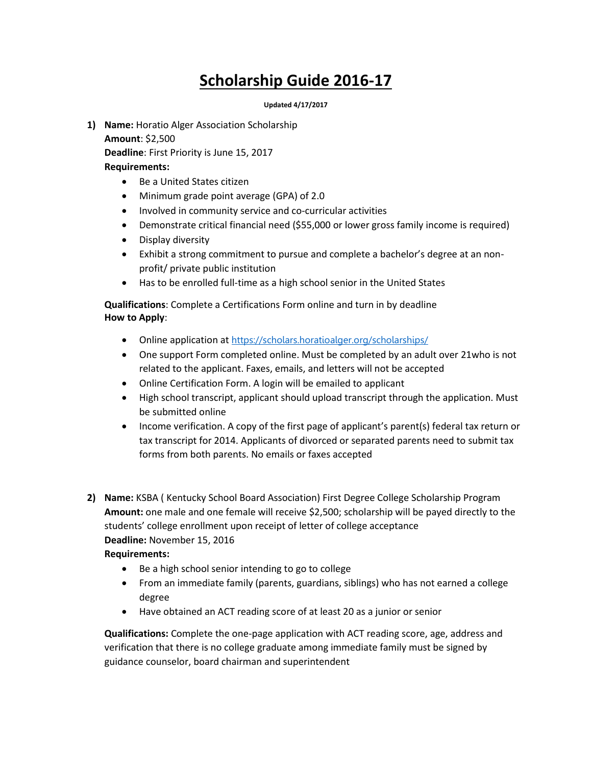# Scholarship Guide 2016-17

**Updated 4/17/2017**

1) **Name:** Horatio Alger Association Scholarship
   **Amount**: $2,500
   **Deadline**: First Priority is June 15, 2017
   **Requirements:**
   - Be a United States citizen
   - Minimum grade point average (GPA) of 2.0
   - Involved in community service and co-curricular activities
   - Demonstrate critical financial need ($55,000 or lower gross family income is required)
   - Display diversity
   - Exhibit a strong commitment to pursue and complete a bachelor's degree at an non-profit/ private public institution
   - Has to be enrolled full-time as a high school senior in the United States

   **Qualifications**: Complete a Certifications Form online and turn in by deadline
   **How to Apply**:
   - Online application at https://scholars.horatioalger.org/scholarships/
   - One support Form completed online. Must be completed by an adult over 21who is not related to the applicant. Faxes, emails, and letters will not be accepted
   - Online Certification Form. A login will be emailed to applicant
   - High school transcript, applicant should upload transcript through the application. Must be submitted online
   - Income verification. A copy of the first page of applicant's parent(s) federal tax return or tax transcript for 2014. Applicants of divorced or separated parents need to submit tax forms from both parents. No emails or faxes accepted

2) **Name:** KSBA ( Kentucky School Board Association) First Degree College Scholarship Program
   **Amount:** one male and one female will receive $2,500; scholarship will be payed directly to the students' college enrollment upon receipt of letter of college acceptance
   **Deadline:** November 15, 2016
   **Requirements:**
   - Be a high school senior intending to go to college
   - From an immediate family (parents, guardians, siblings) who has not earned a college degree
   - Have obtained an ACT reading score of at least 20 as a junior or senior

   **Qualifications:** Complete the one-page application with ACT reading score, age, address and verification that there is no college graduate among immediate family must be signed by guidance counselor, board chairman and superintendent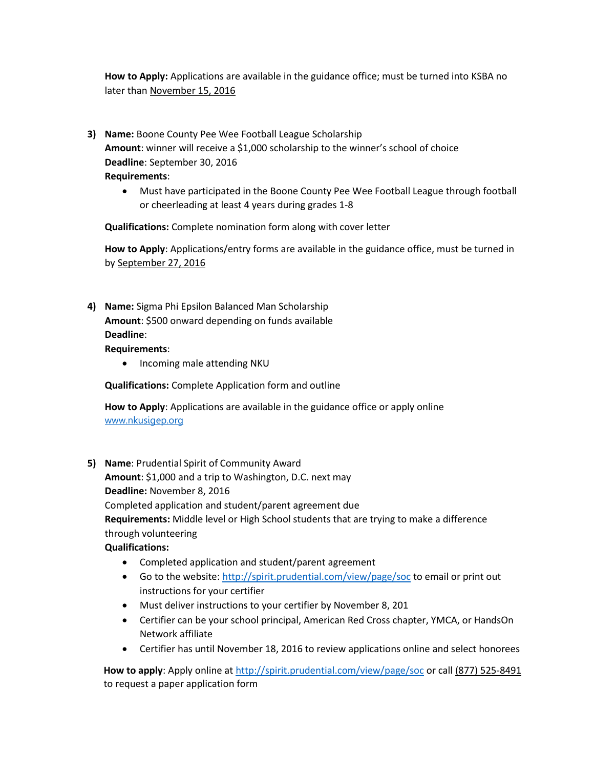**How to Apply:** Applications are available in the guidance office; must be turned into KSBA no later than November 15, 2016

3) **Name:** Boone County Pee Wee Football League Scholarship
   **Amount**: winner will receive a $1,000 scholarship to the winner's school of choice
   **Deadline**: September 30, 2016
   **Requirements**:
   - Must have participated in the Boone County Pee Wee Football League through football or cheerleading at least 4 years during grades 1-8

   **Qualifications:** Complete nomination form along with cover letter

   **How to Apply**: Applications/entry forms are available in the guidance office, must be turned in by September 27, 2016

4) **Name:** Sigma Phi Epsilon Balanced Man Scholarship
   **Amount**: $500 onward depending on funds available
   **Deadline**:
   **Requirements**:
   - Incoming male attending NKU

   **Qualifications:** Complete Application form and outline

   **How to Apply**: Applications are available in the guidance office or apply online www.nkusigep.org

5) **Name**: Prudential Spirit of Community Award
   **Amount**: $1,000 and a trip to Washington, D.C. next may
   **Deadline:** November 8, 2016
   Completed application and student/parent agreement due
   **Requirements:** Middle level or High School students that are trying to make a difference through volunteering
   **Qualifications:**
   - Completed application and student/parent agreement
   - Go to the website: http://spirit.prudential.com/view/page/soc to email or print out instructions for your certifier
   - Must deliver instructions to your certifier by November 8, 201
   - Certifier can be your school principal, American Red Cross chapter, YMCA, or HandsOn Network affiliate
   - Certifier has until November 18, 2016 to review applications online and select honorees

   **How to apply**: Apply online at http://spirit.prudential.com/view/page/soc or call (877) 525-8491 to request a paper application form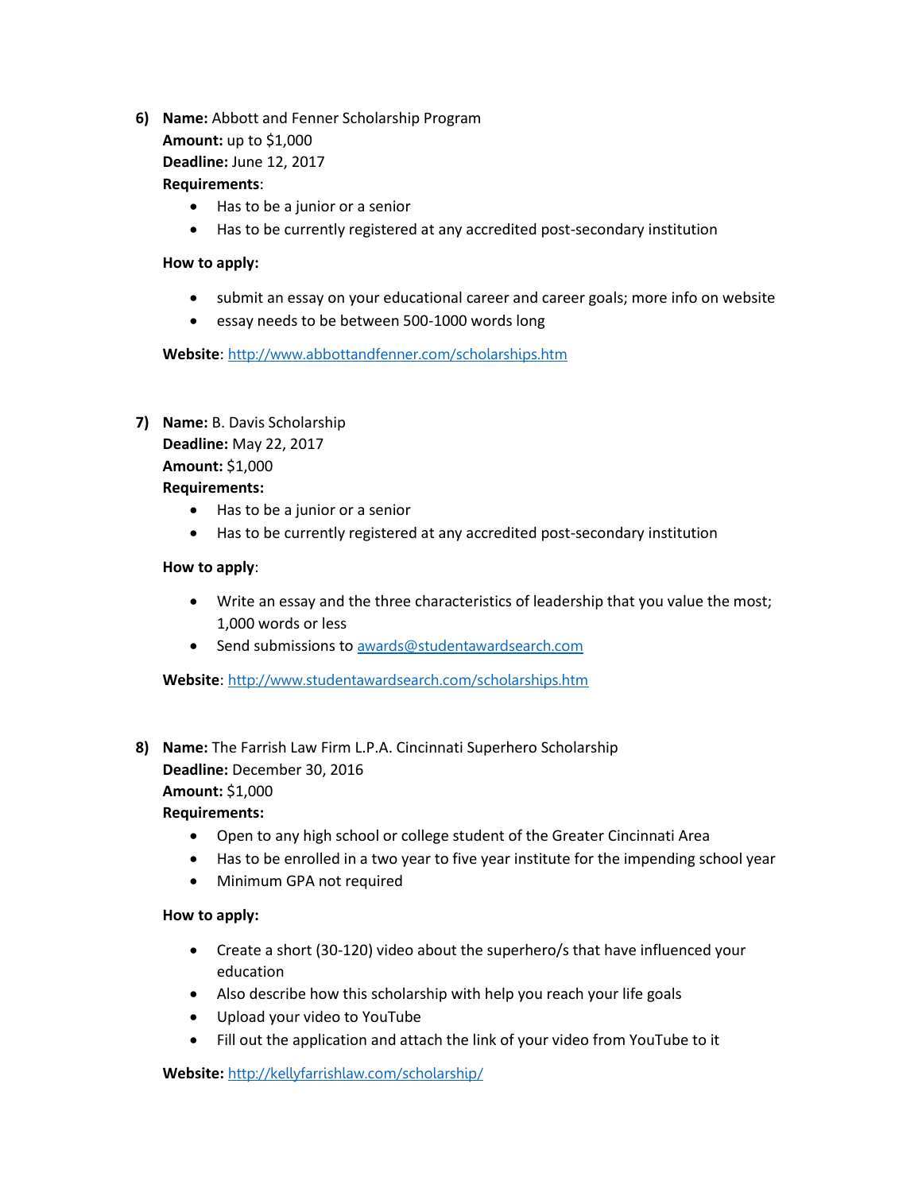6) **Name:** Abbott and Fenner Scholarship Program
   **Amount:** up to $1,000
   **Deadline:** June 12, 2017
   **Requirements**:
   - Has to be a junior or a senior
   - Has to be currently registered at any accredited post-secondary institution

   **How to apply:**
   - submit an essay on your educational career and career goals; more info on website
   - essay needs to be between 500-1000 words long

   **Website**: http://www.abbottandfenner.com/scholarships.htm

7) **Name:** B. Davis Scholarship
   **Deadline:** May 22, 2017
   **Amount:** $1,000
   **Requirements:**
   - Has to be a junior or a senior
   - Has to be currently registered at any accredited post-secondary institution

   **How to apply**:
   - Write an essay and the three characteristics of leadership that you value the most; 1,000 words or less
   - Send submissions to awards@studentawardsearch.com

   **Website**: http://www.studentawardsearch.com/scholarships.htm

8) **Name:** The Farrish Law Firm L.P.A. Cincinnati Superhero Scholarship
   **Deadline:** December 30, 2016
   **Amount:** $1,000
   **Requirements:**
   - Open to any high school or college student of the Greater Cincinnati Area
   - Has to be enrolled in a two year to five year institute for the impending school year
   - Minimum GPA not required

   **How to apply:**
   - Create a short (30-120) video about the superhero/s that have influenced your education
   - Also describe how this scholarship with help you reach your life goals
   - Upload your video to YouTube
   - Fill out the application and attach the link of your video from YouTube to it

   **Website:** http://kellyfarrishlaw.com/scholarship/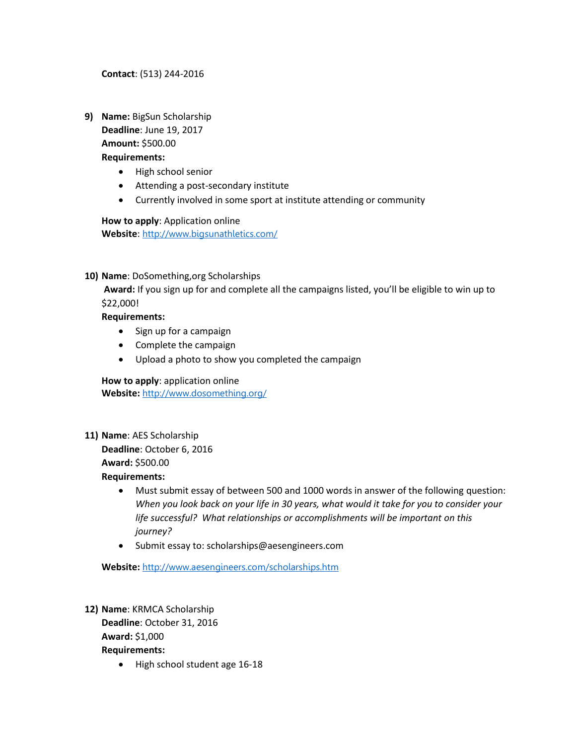**Contact**: (513) 244-2016

9) **Name:** BigSun Scholarship
   **Deadline**: June 19, 2017
   **Amount:** $500.00
   **Requirements:**
   - High school senior
   - Attending a post-secondary institute
   - Currently involved in some sport at institute attending or community

   **How to apply**: Application online
   **Website**: http://www.bigsunathletics.com/

10) **Name**: DoSomething,org Scholarships
    **Award:** If you sign up for and complete all the campaigns listed, you'll be eligible to win up to $22,000!
    **Requirements:**
    - Sign up for a campaign
    - Complete the campaign
    - Upload a photo to show you completed the campaign

    **How to apply**: application online
    **Website:** http://www.dosomething.org/

11) **Name**: AES Scholarship
    **Deadline**: October 6, 2016
    **Award:** $500.00
    **Requirements:**
    - Must submit essay of between 500 and 1000 words in answer of the following question: *When you look back on your life in 30 years, what would it take for you to consider your life successful? What relationships or accomplishments will be important on this journey?*
    - Submit essay to: scholarships@aesengineers.com

    **Website:** http://www.aesengineers.com/scholarships.htm

12) **Name**: KRMCA Scholarship
    **Deadline**: October 31, 2016
    **Award:** $1,000
    **Requirements:**
    - High school student age 16-18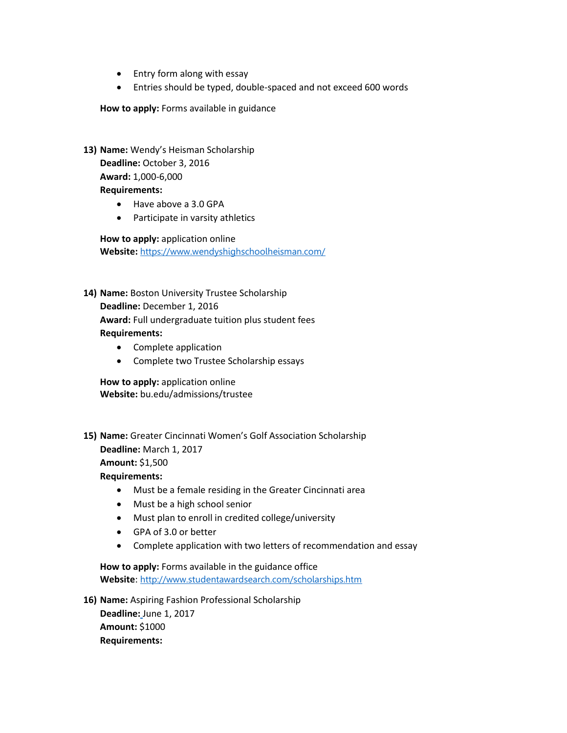- Entry form along with essay
- Entries should be typed, double-spaced and not exceed 600 words

**How to apply:** Forms available in guidance

13) **Name:** Wendy's Heisman Scholarship
**Deadline:** October 3, 2016
**Award:** 1,000-6,000
**Requirements:**
    - Have above a 3.0 GPA
    - Participate in varsity athletics

    **How to apply:** application online
    **Website:** https://www.wendyshighschoolheisman.com/

14) **Name:** Boston University Trustee Scholarship
**Deadline:** December 1, 2016
**Award:** Full undergraduate tuition plus student fees
**Requirements:**
    - Complete application
    - Complete two Trustee Scholarship essays

    **How to apply:** application online
    **Website:** bu.edu/admissions/trustee

15) **Name:** Greater Cincinnati Women's Golf Association Scholarship
**Deadline:** March 1, 2017
**Amount:** $1,500
**Requirements:**
    - Must be a female residing in the Greater Cincinnati area
    - Must be a high school senior
    - Must plan to enroll in credited college/university
    - GPA of 3.0 or better
    - Complete application with two letters of recommendation and essay

    **How to apply:** Forms available in the guidance office
    **Website**: http://www.studentawardsearch.com/scholarships.htm

16) **Name:** Aspiring Fashion Professional Scholarship
**Deadline:** June 1, 2017
**Amount:** $1000
**Requirements:**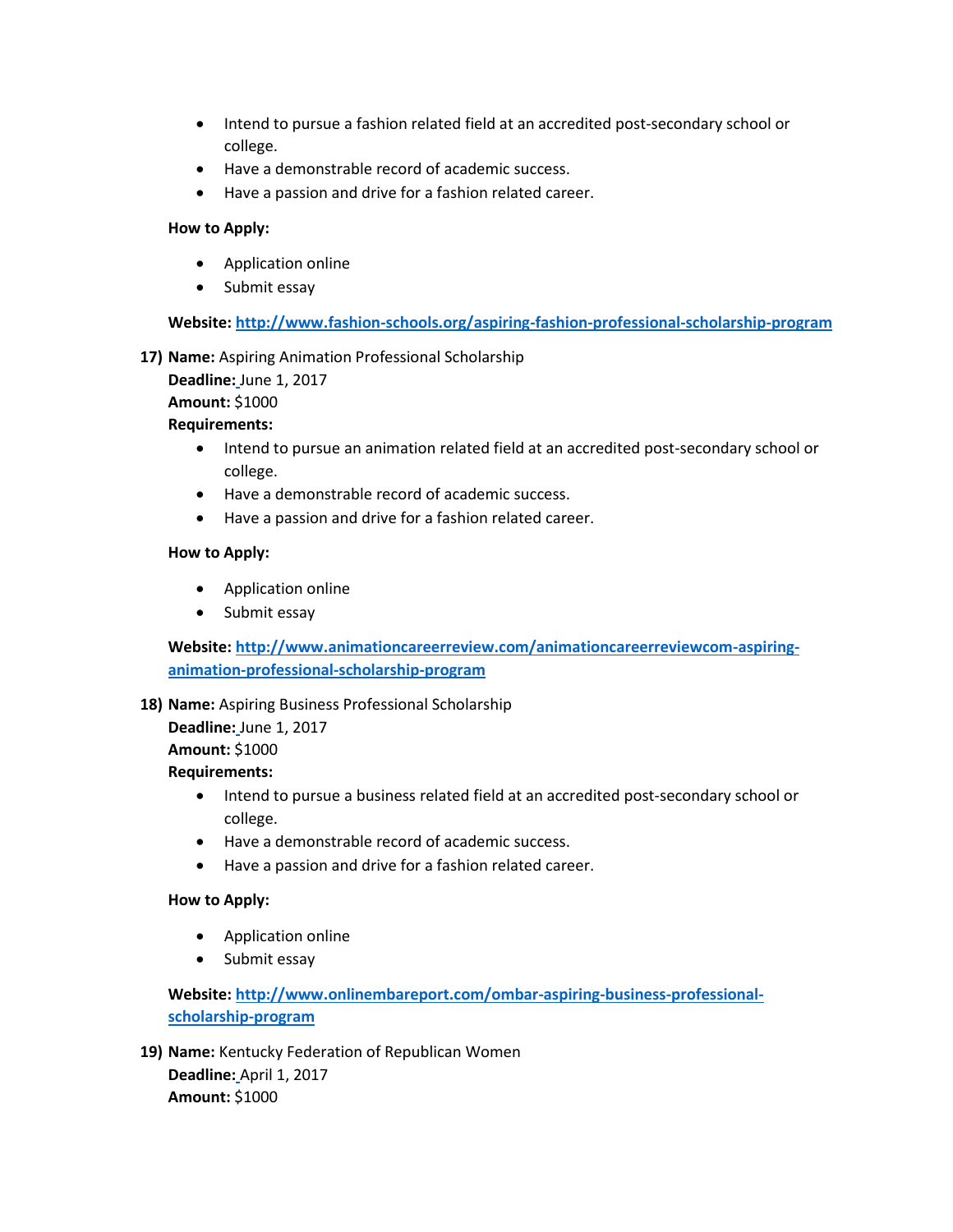- Intend to pursue a fashion related field at an accredited post-secondary school or college.
- Have a demonstrable record of academic success.
- Have a passion and drive for a fashion related career.

**How to Apply:**

- Application online
- Submit essay

**Website:** [http://www.fashion-schools.org/aspiring-fashion-professional-scholarship-program](http://www.fashion-schools.org/aspiring-fashion-professional-scholarship-program)

17) **Name:** Aspiring Animation Professional Scholarship
**Deadline:** June 1, 2017
**Amount:** $1000
**Requirements:**

- Intend to pursue an animation related field at an accredited post-secondary school or college.
- Have a demonstrable record of academic success.
- Have a passion and drive for a fashion related career.

**How to Apply:**

- Application online
- Submit essay

**Website:** [http://www.animationcareerreview.com/animationcareerreviewcom-aspiring-animation-professional-scholarship-program](http://www.animationcareerreview.com/animationcareerreviewcom-aspiring-animation-professional-scholarship-program)

18) **Name:** Aspiring Business Professional Scholarship
**Deadline:** June 1, 2017
**Amount:** $1000
**Requirements:**

- Intend to pursue a business related field at an accredited post-secondary school or college.
- Have a demonstrable record of academic success.
- Have a passion and drive for a fashion related career.

**How to Apply:**

- Application online
- Submit essay

**Website:** [http://www.onlinembareport.com/ombar-aspiring-business-professional-scholarship-program](http://www.onlinembareport.com/ombar-aspiring-business-professional-scholarship-program)

19) **Name:** Kentucky Federation of Republican Women
**Deadline:** April 1, 2017
**Amount:** $1000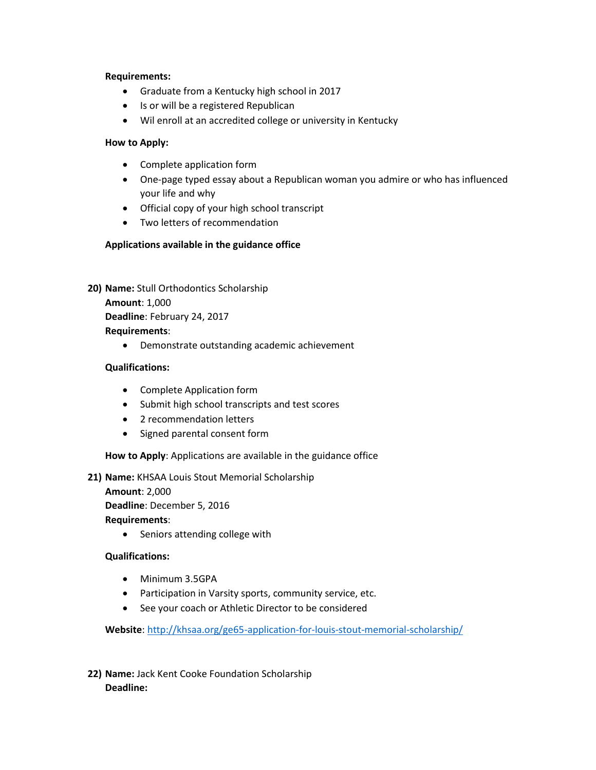**Requirements:**

- Graduate from a Kentucky high school in 2017
- Is or will be a registered Republican
- Wil enroll at an accredited college or university in Kentucky

**How to Apply:**

- Complete application form
- One-page typed essay about a Republican woman you admire or who has influenced your life and why
- Official copy of your high school transcript
- Two letters of recommendation

**Applications available in the guidance office**

20) **Name:** Stull Orthodontics Scholarship
**Amount**: 1,000
**Deadline**: February 24, 2017
**Requirements**:
   - Demonstrate outstanding academic achievement

   **Qualifications:**

   - Complete Application form
   - Submit high school transcripts and test scores
   - 2 recommendation letters
   - Signed parental consent form

   **How to Apply**: Applications are available in the guidance office

21) **Name:** KHSAA Louis Stout Memorial Scholarship
**Amount**: 2,000
**Deadline**: December 5, 2016
**Requirements**:
   - Seniors attending college with

   **Qualifications:**

   - Minimum 3.5GPA
   - Participation in Varsity sports, community service, etc.
   - See your coach or Athletic Director to be considered

   **Website**: http://khsaa.org/ge65-application-for-louis-stout-memorial-scholarship/

22) **Name:** Jack Kent Cooke Foundation Scholarship
**Deadline:**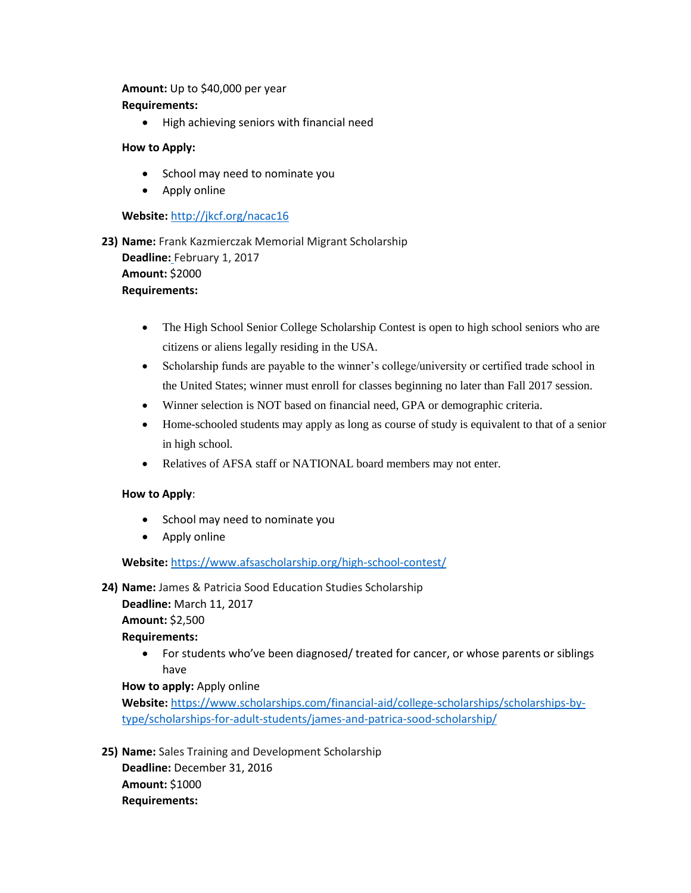**Amount:** Up to $40,000 per year

**Requirements:**

- High achieving seniors with financial need

**How to Apply:**

- School may need to nominate you
- Apply online

**Website:** http://jkcf.org/nacac16

23) **Name:** Frank Kazmierczak Memorial Migrant Scholarship
**Deadline:** February 1, 2017
**Amount:** $2000
**Requirements:**

- The High School Senior College Scholarship Contest is open to high school seniors who are citizens or aliens legally residing in the USA.
- Scholarship funds are payable to the winner's college/university or certified trade school in the United States; winner must enroll for classes beginning no later than Fall 2017 session.
- Winner selection is NOT based on financial need, GPA or demographic criteria.
- Home-schooled students may apply as long as course of study is equivalent to that of a senior in high school.
- Relatives of AFSA staff or NATIONAL board members may not enter.

**How to Apply**:

- School may need to nominate you
- Apply online

**Website:** https://www.afsascholarship.org/high-school-contest/

24) **Name:** James & Patricia Sood Education Studies Scholarship
**Deadline:** March 11, 2017
**Amount:** $2,500
**Requirements:**

- For students who've been diagnosed/ treated for cancer, or whose parents or siblings have

**How to apply:** Apply online
**Website:** https://www.scholarships.com/financial-aid/college-scholarships/scholarships-by-type/scholarships-for-adult-students/james-and-patrica-sood-scholarship/

25) **Name:** Sales Training and Development Scholarship
**Deadline:** December 31, 2016
**Amount:** $1000
**Requirements:**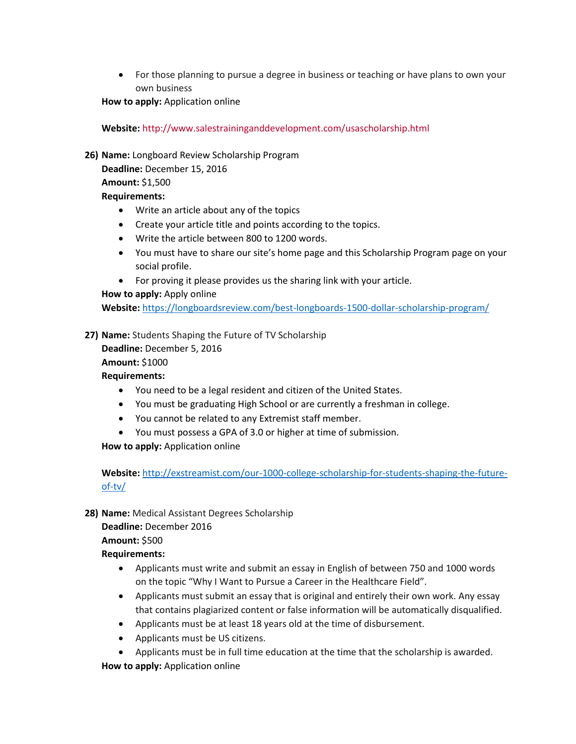- For those planning to pursue a degree in business or teaching or have plans to own your own business

**How to apply:** Application online

**Website:** http://www.salestraininganddevelopment.com/usascholarship.html

**26) Name:** Longboard Review Scholarship Program
**Deadline:** December 15, 2016
**Amount:** $1,500
**Requirements:**

- Write an article about any of the topics
- Create your article title and points according to the topics.
- Write the article between 800 to 1200 words.
- You must have to share our site's home page and this Scholarship Program page on your social profile.
- For proving it please provides us the sharing link with your article.

**How to apply:** Apply online
**Website:** https://longboardsreview.com/best-longboards-1500-dollar-scholarship-program/

**27) Name:** Students Shaping the Future of TV Scholarship
**Deadline:** December 5, 2016
**Amount:** $1000
**Requirements:**

- You need to be a legal resident and citizen of the United States.
- You must be graduating High School or are currently a freshman in college.
- You cannot be related to any Extremist staff member.
- You must possess a GPA of 3.0 or higher at time of submission.

**How to apply:** Application online

**Website:** http://exstreamist.com/our-1000-college-scholarship-for-students-shaping-the-future-of-tv/

**28) Name:** Medical Assistant Degrees Scholarship
**Deadline:** December 2016
**Amount:** $500
**Requirements:**

- Applicants must write and submit an essay in English of between 750 and 1000 words on the topic "Why I Want to Pursue a Career in the Healthcare Field".
- Applicants must submit an essay that is original and entirely their own work. Any essay that contains plagiarized content or false information will be automatically disqualified.
- Applicants must be at least 18 years old at the time of disbursement.
- Applicants must be US citizens.
- Applicants must be in full time education at the time that the scholarship is awarded.

**How to apply:** Application online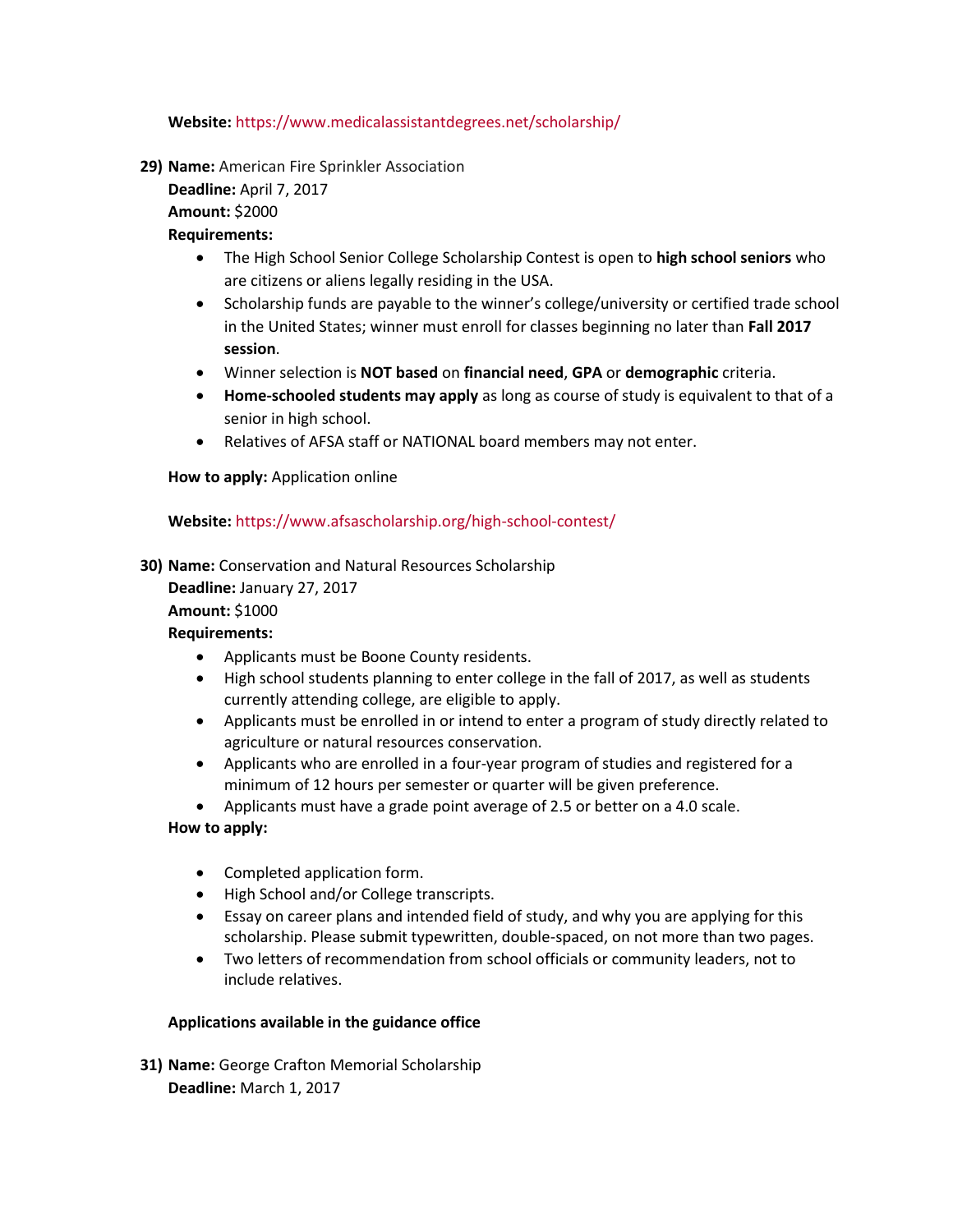**Website:** https://www.medicalassistantdegrees.net/scholarship/

29) **Name:** American Fire Sprinkler Association
**Deadline:** April 7, 2017
**Amount:** $2000
**Requirements:**
- The High School Senior College Scholarship Contest is open to **high school seniors** who are citizens or aliens legally residing in the USA.
- Scholarship funds are payable to the winner's college/university or certified trade school in the United States; winner must enroll for classes beginning no later than **Fall 2017 session**.
- Winner selection is **NOT based** on **financial need**, **GPA** or **demographic** criteria.
- **Home-schooled students may apply** as long as course of study is equivalent to that of a senior in high school.
- Relatives of AFSA staff or NATIONAL board members may not enter.

**How to apply:** Application online

**Website:** https://www.afsascholarship.org/high-school-contest/

30) **Name:** Conservation and Natural Resources Scholarship
**Deadline:** January 27, 2017
**Amount:** $1000
**Requirements:**
- Applicants must be Boone County residents.
- High school students planning to enter college in the fall of 2017, as well as students currently attending college, are eligible to apply.
- Applicants must be enrolled in or intend to enter a program of study directly related to agriculture or natural resources conservation.
- Applicants who are enrolled in a four-year program of studies and registered for a minimum of 12 hours per semester or quarter will be given preference.
- Applicants must have a grade point average of 2.5 or better on a 4.0 scale.

**How to apply:**
- Completed application form.
- High School and/or College transcripts.
- Essay on career plans and intended field of study, and why you are applying for this scholarship. Please submit typewritten, double-spaced, on not more than two pages.
- Two letters of recommendation from school officials or community leaders, not to include relatives.

**Applications available in the guidance office**

31) **Name:** George Crafton Memorial Scholarship
**Deadline:** March 1, 2017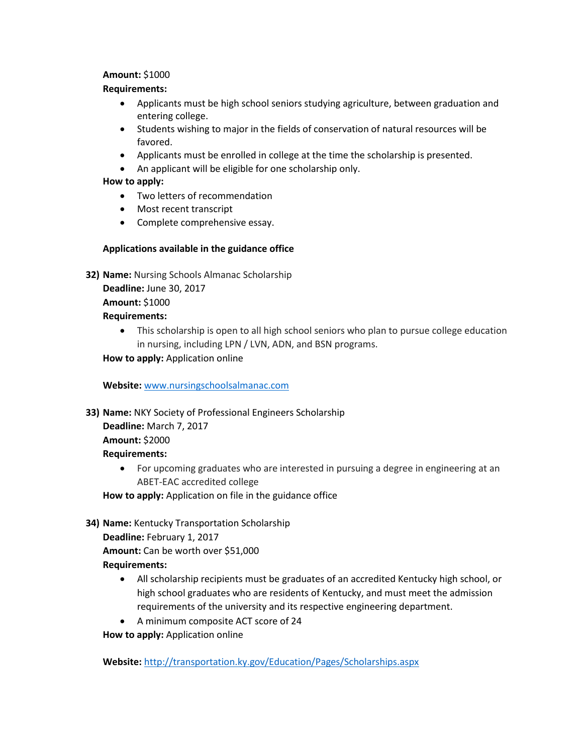**Amount:** $1000

**Requirements:**

- Applicants must be high school seniors studying agriculture, between graduation and entering college.
- Students wishing to major in the fields of conservation of natural resources will be favored.
- Applicants must be enrolled in college at the time the scholarship is presented.
- An applicant will be eligible for one scholarship only.

**How to apply:**

- Two letters of recommendation
- Most recent transcript
- Complete comprehensive essay.

**Applications available in the guidance office**

32) **Name:** Nursing Schools Almanac Scholarship
**Deadline:** June 30, 2017
**Amount:** $1000
**Requirements:**
   - This scholarship is open to all high school seniors who plan to pursue college education in nursing, including LPN / LVN, ADN, and BSN programs.

   **How to apply:** Application online

   **Website:** www.nursingschoolsalmanac.com

33) **Name:** NKY Society of Professional Engineers Scholarship
**Deadline:** March 7, 2017
**Amount:** $2000
**Requirements:**
   - For upcoming graduates who are interested in pursuing a degree in engineering at an ABET-EAC accredited college

   **How to apply:** Application on file in the guidance office

34) **Name:** Kentucky Transportation Scholarship
**Deadline:** February 1, 2017
**Amount:** Can be worth over $51,000
**Requirements:**
   - All scholarship recipients must be graduates of an accredited Kentucky high school, or high school graduates who are residents of Kentucky, and must meet the admission requirements of the university and its respective engineering department.
   - A minimum composite ACT score of 24

   **How to apply:** Application online

   **Website:** http://transportation.ky.gov/Education/Pages/Scholarships.aspx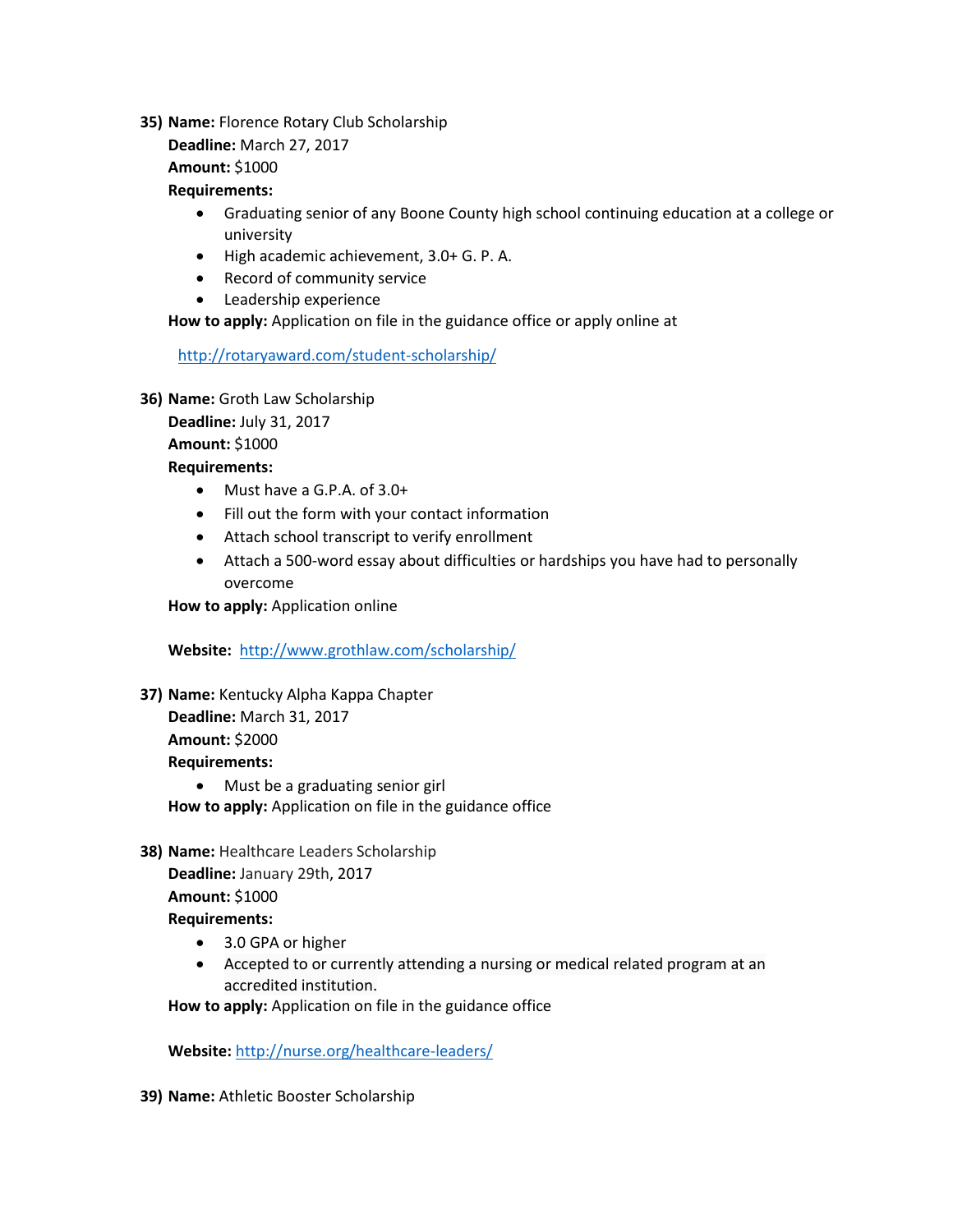35) **Name:** Florence Rotary Club Scholarship
**Deadline:** March 27, 2017
**Amount:** $1000
**Requirements:**
- Graduating senior of any Boone County high school continuing education at a college or university
- High academic achievement, 3.0+ G. P. A.
- Record of community service
- Leadership experience

**How to apply:** Application on file in the guidance office or apply online at

http://rotaryaward.com/student-scholarship/

36) **Name:** Groth Law Scholarship
**Deadline:** July 31, 2017
**Amount:** $1000
**Requirements:**
- Must have a G.P.A. of 3.0+
- Fill out the form with your contact information
- Attach school transcript to verify enrollment
- Attach a 500-word essay about difficulties or hardships you have had to personally overcome

**How to apply:** Application online

**Website:** http://www.grothlaw.com/scholarship/

37) **Name:** Kentucky Alpha Kappa Chapter
**Deadline:** March 31, 2017
**Amount:** $2000
**Requirements:**
- Must be a graduating senior girl

**How to apply:** Application on file in the guidance office

38) **Name:** Healthcare Leaders Scholarship
**Deadline:** January 29th, 2017
**Amount:** $1000
**Requirements:**
- 3.0 GPA or higher
- Accepted to or currently attending a nursing or medical related program at an accredited institution.

**How to apply:** Application on file in the guidance office

**Website:** http://nurse.org/healthcare-leaders/

39) **Name:** Athletic Booster Scholarship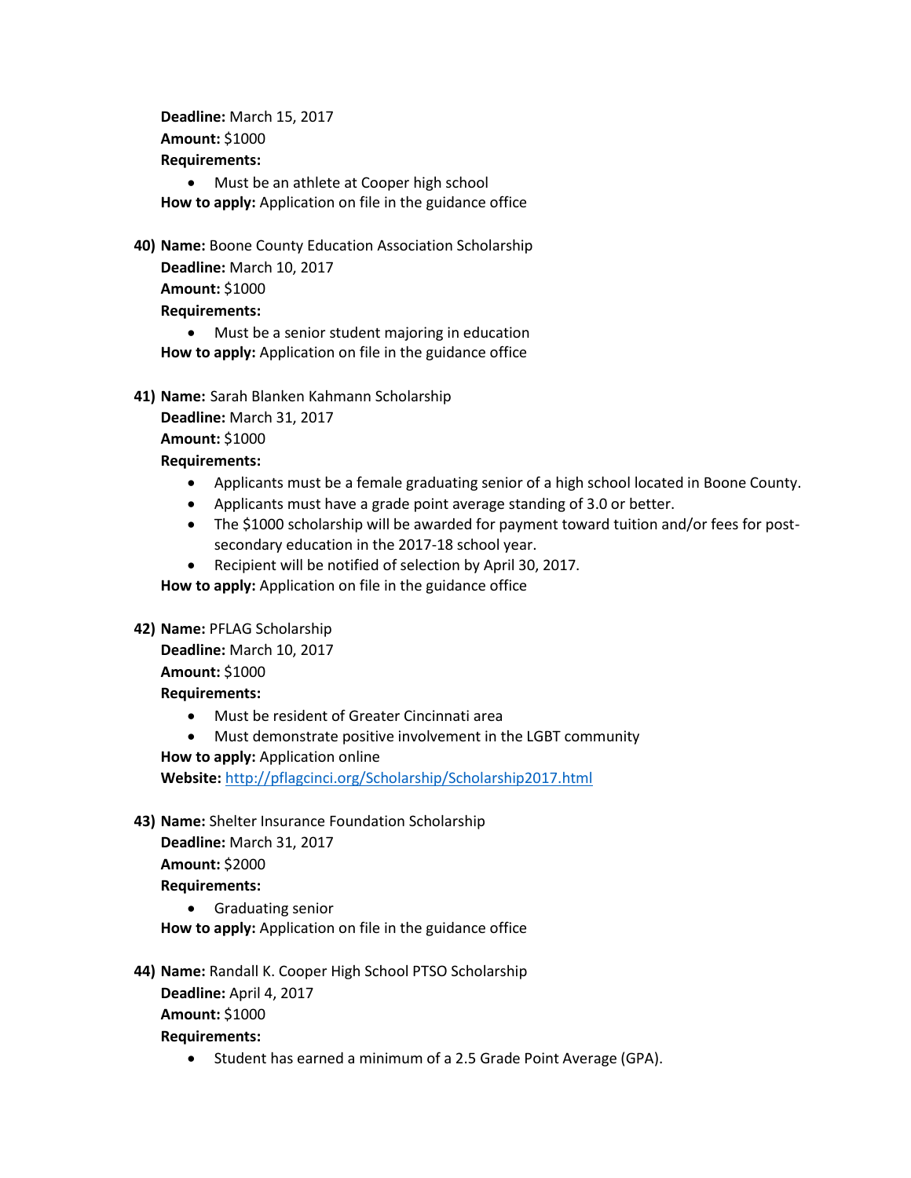**Deadline:** March 15, 2017
**Amount:** $1000
**Requirements:**

- Must be an athlete at Cooper high school

**How to apply:** Application on file in the guidance office

40) **Name:** Boone County Education Association Scholarship
**Deadline:** March 10, 2017
**Amount:** $1000
**Requirements:**
    - Must be a senior student majoring in education

    **How to apply:** Application on file in the guidance office

41) **Name:** Sarah Blanken Kahmann Scholarship
**Deadline:** March 31, 2017
**Amount:** $1000
**Requirements:**
    - Applicants must be a female graduating senior of a high school located in Boone County.
    - Applicants must have a grade point average standing of 3.0 or better.
    - The $1000 scholarship will be awarded for payment toward tuition and/or fees for post-secondary education in the 2017-18 school year.
    - Recipient will be notified of selection by April 30, 2017.

    **How to apply:** Application on file in the guidance office

42) **Name:** PFLAG Scholarship
**Deadline:** March 10, 2017
**Amount:** $1000
**Requirements:**
    - Must be resident of Greater Cincinnati area
    - Must demonstrate positive involvement in the LGBT community

    **How to apply:** Application online
    **Website:** http://pflagcinci.org/Scholarship/Scholarship2017.html

43) **Name:** Shelter Insurance Foundation Scholarship
**Deadline:** March 31, 2017
**Amount:** $2000
**Requirements:**
    - Graduating senior

    **How to apply:** Application on file in the guidance office

44) **Name:** Randall K. Cooper High School PTSO Scholarship
**Deadline:** April 4, 2017
**Amount:** $1000
**Requirements:**
    - Student has earned a minimum of a 2.5 Grade Point Average (GPA).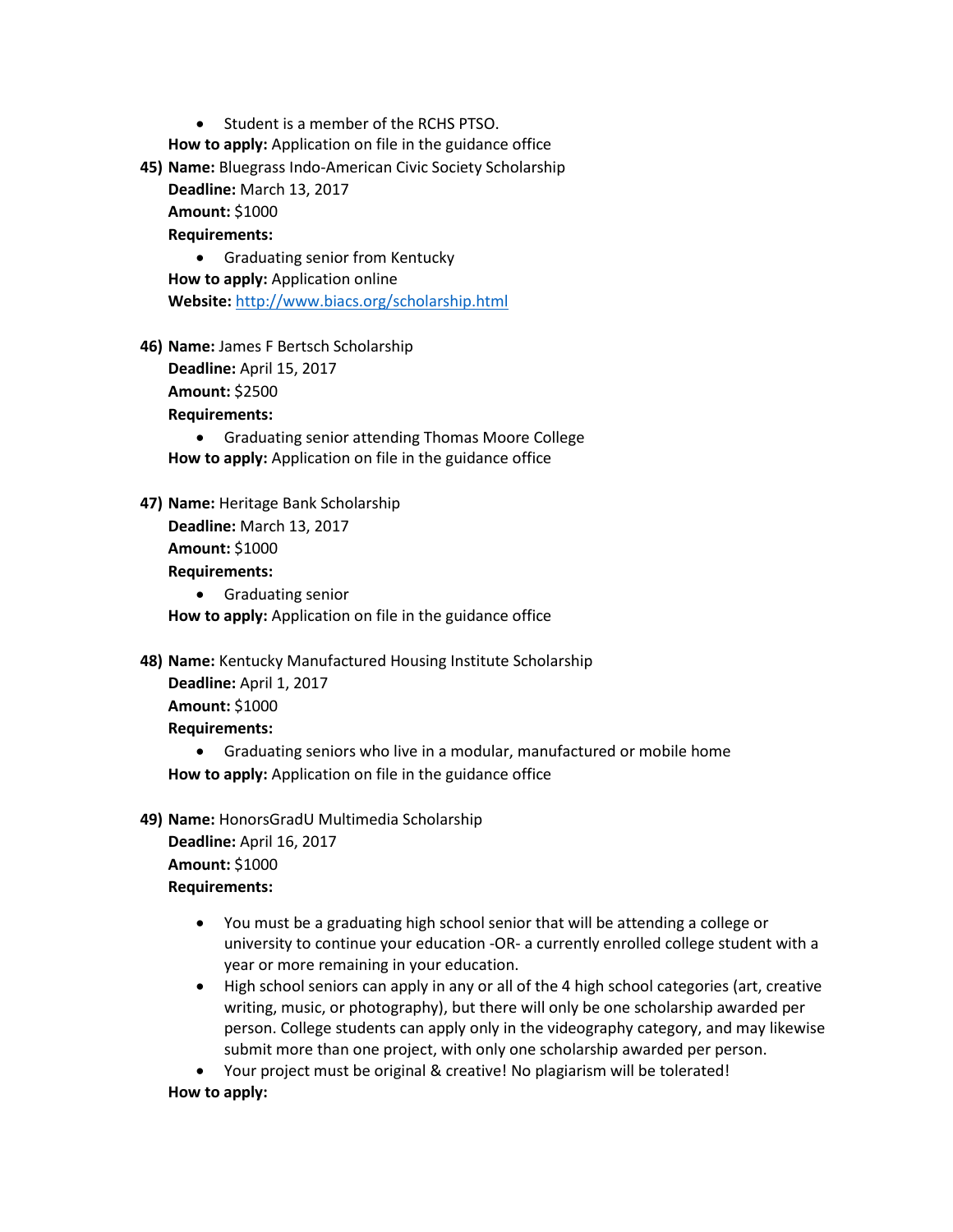- Student is a member of the RCHS PTSO.

**How to apply:** Application on file in the guidance office

45) **Name:** Bluegrass Indo-American Civic Society Scholarship
    **Deadline:** March 13, 2017
    **Amount:** $1000
    **Requirements:**
    - Graduating senior from Kentucky

    **How to apply:** Application online
    **Website:** http://www.biacs.org/scholarship.html

46) **Name:** James F Bertsch Scholarship
    **Deadline:** April 15, 2017
    **Amount:** $2500
    **Requirements:**
    - Graduating senior attending Thomas Moore College

    **How to apply:** Application on file in the guidance office

47) **Name:** Heritage Bank Scholarship
    **Deadline:** March 13, 2017
    **Amount:** $1000
    **Requirements:**
    - Graduating senior

    **How to apply:** Application on file in the guidance office

48) **Name:** Kentucky Manufactured Housing Institute Scholarship
    **Deadline:** April 1, 2017
    **Amount:** $1000
    **Requirements:**
    - Graduating seniors who live in a modular, manufactured or mobile home

    **How to apply:** Application on file in the guidance office

49) **Name:** HonorsGradU Multimedia Scholarship
    **Deadline:** April 16, 2017
    **Amount:** $1000
    **Requirements:**
    - You must be a graduating high school senior that will be attending a college or university to continue your education -OR- a currently enrolled college student with a year or more remaining in your education.
    - High school seniors can apply in any or all of the 4 high school categories (art, creative writing, music, or photography), but there will only be one scholarship awarded per person. College students can apply only in the videography category, and may likewise submit more than one project, with only one scholarship awarded per person.
    - Your project must be original & creative! No plagiarism will be tolerated!

    **How to apply:**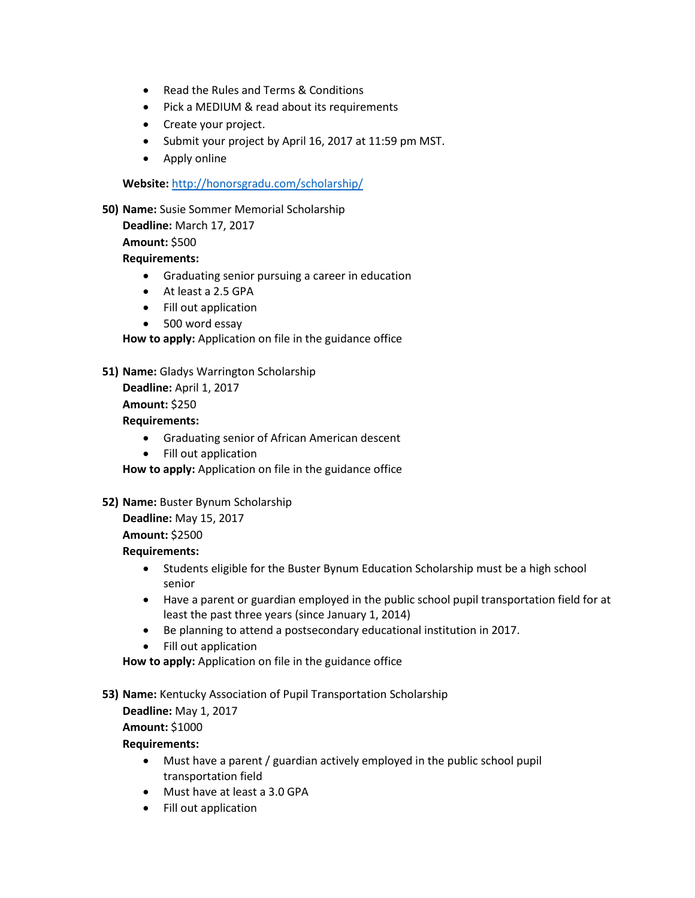- Read the Rules and Terms & Conditions
- Pick a MEDIUM & read about its requirements
- Create your project.
- Submit your project by April 16, 2017 at 11:59 pm MST.
- Apply online

**Website:** http://honorsgradu.com/scholarship/

50) **Name:** Susie Sommer Memorial Scholarship
**Deadline:** March 17, 2017
**Amount:** $500
**Requirements:**
- Graduating senior pursuing a career in education
- At least a 2.5 GPA
- Fill out application
- 500 word essay

**How to apply:** Application on file in the guidance office

51) **Name:** Gladys Warrington Scholarship
**Deadline:** April 1, 2017
**Amount:** $250
**Requirements:**
- Graduating senior of African American descent
- Fill out application

**How to apply:** Application on file in the guidance office

52) **Name:** Buster Bynum Scholarship
**Deadline:** May 15, 2017
**Amount:** $2500
**Requirements:**
- Students eligible for the Buster Bynum Education Scholarship must be a high school senior
- Have a parent or guardian employed in the public school pupil transportation field for at least the past three years (since January 1, 2014)
- Be planning to attend a postsecondary educational institution in 2017.
- Fill out application

**How to apply:** Application on file in the guidance office

53) **Name:** Kentucky Association of Pupil Transportation Scholarship
**Deadline:** May 1, 2017
**Amount:** $1000
**Requirements:**
- Must have a parent / guardian actively employed in the public school pupil transportation field
- Must have at least a 3.0 GPA
- Fill out application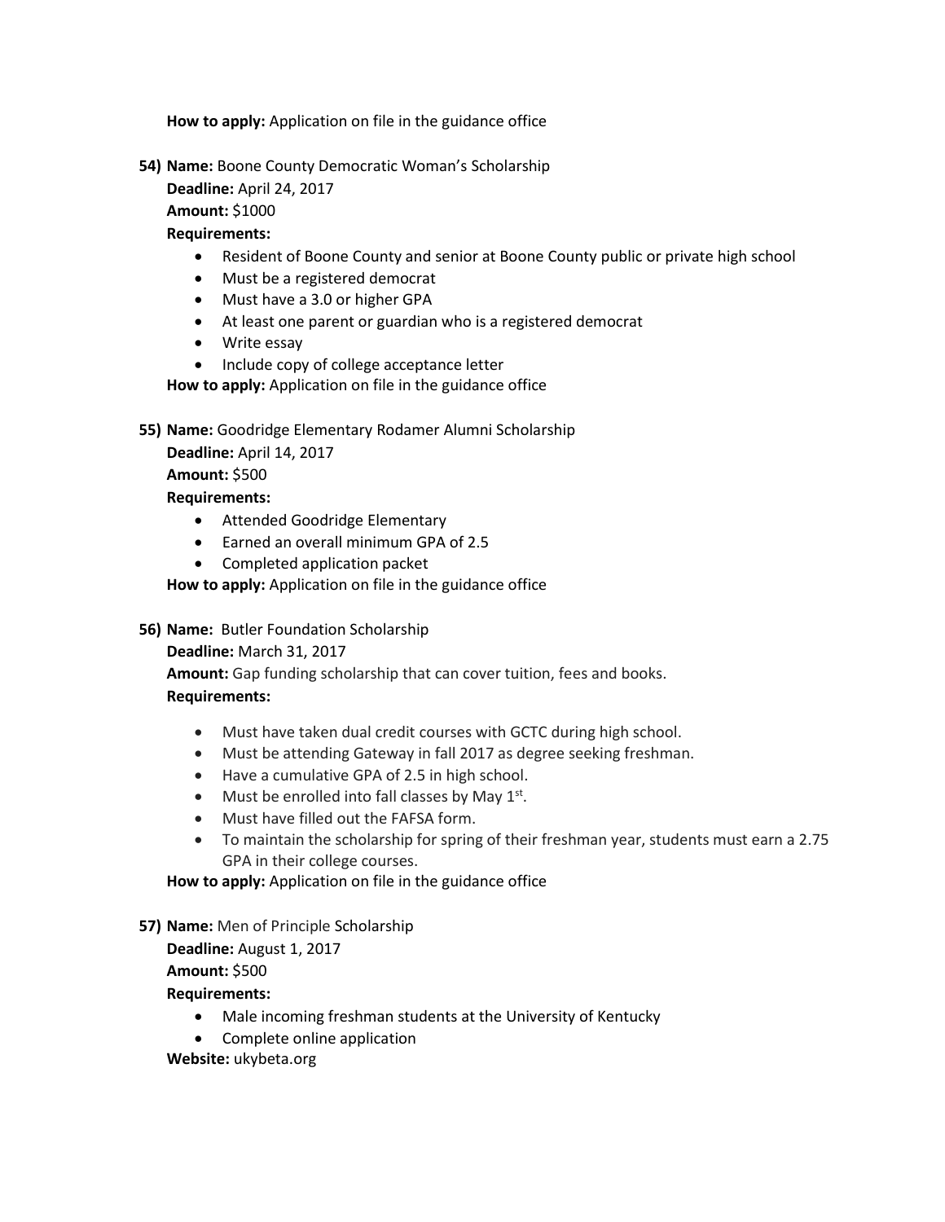**How to apply:** Application on file in the guidance office

54) **Name:** Boone County Democratic Woman's Scholarship
**Deadline:** April 24, 2017
**Amount:** $1000
**Requirements:**
- Resident of Boone County and senior at Boone County public or private high school
- Must be a registered democrat
- Must have a 3.0 or higher GPA
- At least one parent or guardian who is a registered democrat
- Write essay
- Include copy of college acceptance letter

**How to apply:** Application on file in the guidance office

55) **Name:** Goodridge Elementary Rodamer Alumni Scholarship
**Deadline:** April 14, 2017
**Amount:** $500
**Requirements:**
- Attended Goodridge Elementary
- Earned an overall minimum GPA of 2.5
- Completed application packet

**How to apply:** Application on file in the guidance office

56) **Name:** Butler Foundation Scholarship
**Deadline:** March 31, 2017
**Amount:** Gap funding scholarship that can cover tuition, fees and books.
**Requirements:**
- Must have taken dual credit courses with GCTC during high school.
- Must be attending Gateway in fall 2017 as degree seeking freshman.
- Have a cumulative GPA of 2.5 in high school.
- Must be enrolled into fall classes by May 1st.
- Must have filled out the FAFSA form.
- To maintain the scholarship for spring of their freshman year, students must earn a 2.75 GPA in their college courses.

**How to apply:** Application on file in the guidance office

57) **Name:** Men of Principle Scholarship
**Deadline:** August 1, 2017
**Amount:** $500
**Requirements:**
- Male incoming freshman students at the University of Kentucky
- Complete online application

**Website:** ukybeta.org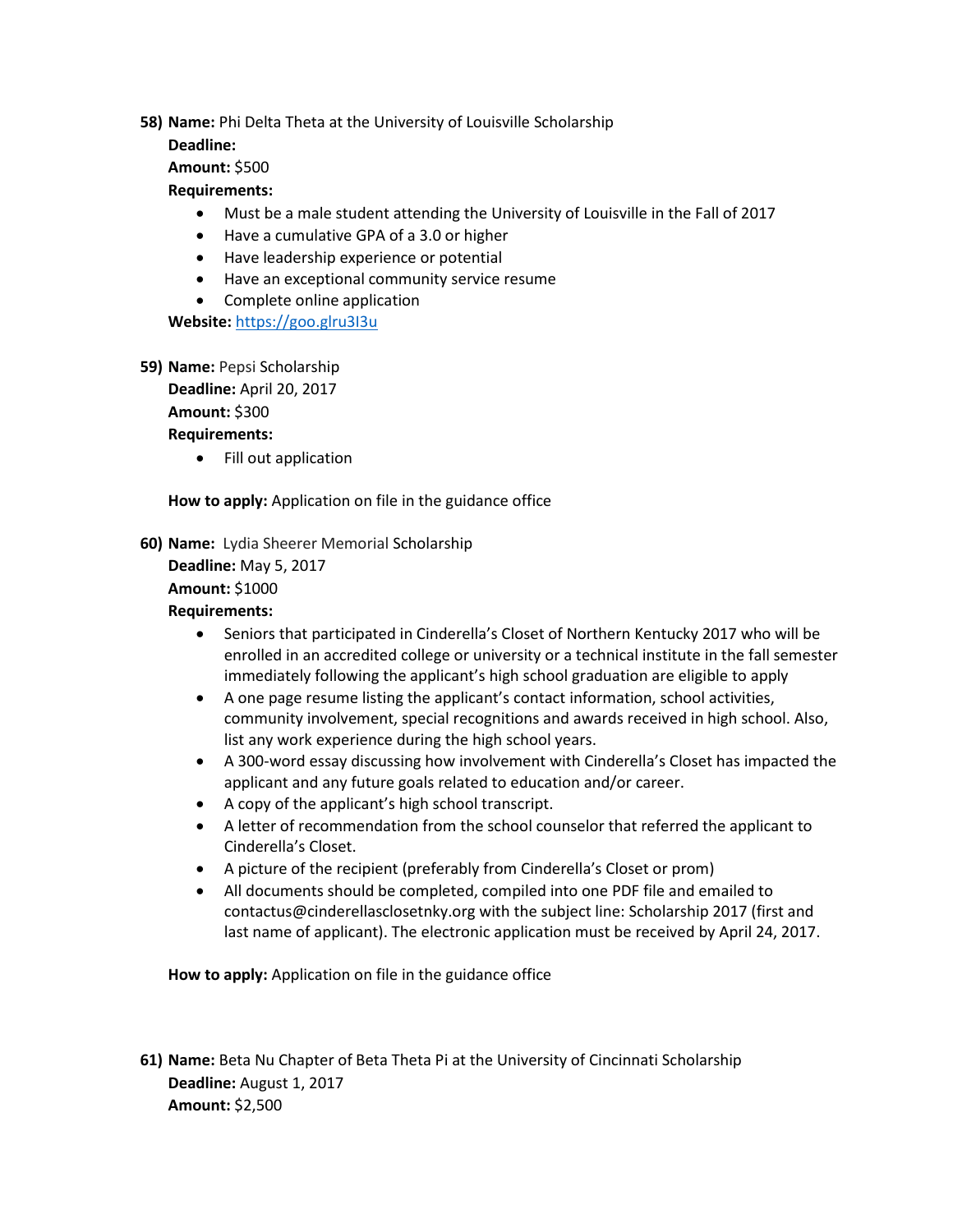58) **Name:** Phi Delta Theta at the University of Louisville Scholarship
**Deadline:**
**Amount:** $500
**Requirements:**

- Must be a male student attending the University of Louisville in the Fall of 2017
- Have a cumulative GPA of a 3.0 or higher
- Have leadership experience or potential
- Have an exceptional community service resume
- Complete online application

**Website:** [https://goo.glru3I3u](https://goo.glru3I3u)

59) **Name:** Pepsi Scholarship
**Deadline:** April 20, 2017
**Amount:** $300
**Requirements:**

- Fill out application

**How to apply:** Application on file in the guidance office

60) **Name:** Lydia Sheerer Memorial Scholarship
**Deadline:** May 5, 2017
**Amount:** $1000
**Requirements:**

- Seniors that participated in Cinderella's Closet of Northern Kentucky 2017 who will be enrolled in an accredited college or university or a technical institute in the fall semester immediately following the applicant's high school graduation are eligible to apply
- A one page resume listing the applicant's contact information, school activities, community involvement, special recognitions and awards received in high school. Also, list any work experience during the high school years.
- A 300-word essay discussing how involvement with Cinderella's Closet has impacted the applicant and any future goals related to education and/or career.
- A copy of the applicant's high school transcript.
- A letter of recommendation from the school counselor that referred the applicant to Cinderella's Closet.
- A picture of the recipient (preferably from Cinderella's Closet or prom)
- All documents should be completed, compiled into one PDF file and emailed to contactus@cinderellasclosetnky.org with the subject line: Scholarship 2017 (first and last name of applicant). The electronic application must be received by April 24, 2017.

**How to apply:** Application on file in the guidance office

61) **Name:** Beta Nu Chapter of Beta Theta Pi at the University of Cincinnati Scholarship
**Deadline:** August 1, 2017
**Amount:** $2,500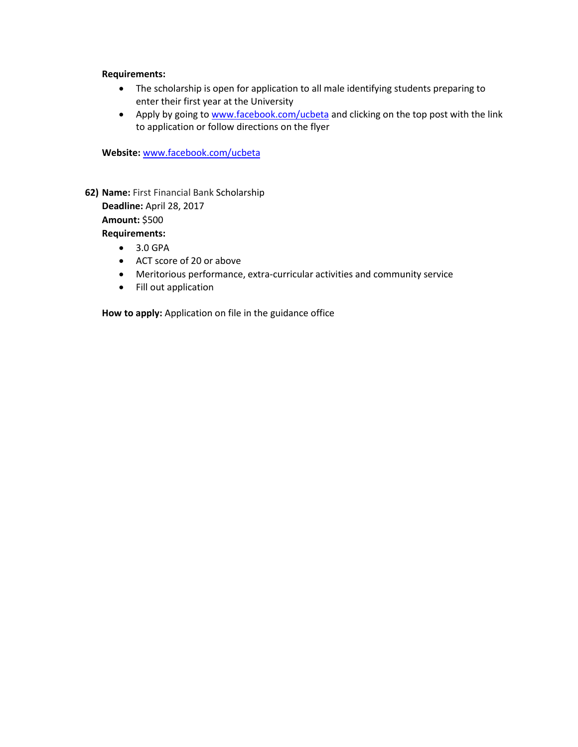**Requirements:**

- The scholarship is open for application to all male identifying students preparing to enter their first year at the University
- Apply by going to [www.facebook.com/ucbeta](http://www.facebook.com/ucbeta) and clicking on the top post with the link to application or follow directions on the flyer

**Website:** [www.facebook.com/ucbeta](http://www.facebook.com/ucbeta)

62) **Name:** First Financial Bank Scholarship
**Deadline:** April 28, 2017
**Amount:** $500
**Requirements:**

- 3.0 GPA
- ACT score of 20 or above
- Meritorious performance, extra-curricular activities and community service
- Fill out application

**How to apply:** Application on file in the guidance office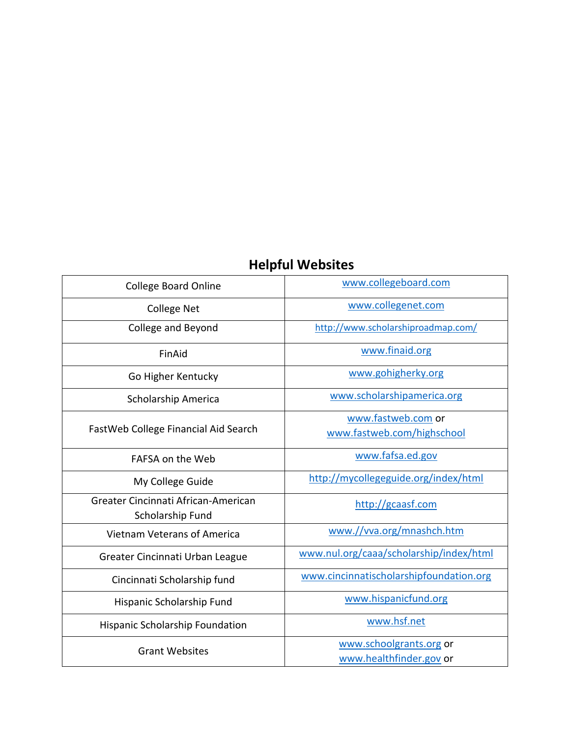## Helpful Websites

| | |
|---|---|
| College Board Online | www.collegeboard.com |
| College Net | www.collegenet.com |
| College and Beyond | http://www.scholarshiproadmap.com/ |
| FinAid | www.finaid.org |
| Go Higher Kentucky | www.gohigherky.org |
| Scholarship America | www.scholarshipamerica.org |
| FastWeb College Financial Aid Search | www.fastweb.com or www.fastweb.com/highschool |
| FAFSA on the Web | www.fafsa.ed.gov |
| My College Guide | http://mycollegeguide.org/index/html |
| Greater Cincinnati African-American Scholarship Fund | http://gcaasf.com |
| Vietnam Veterans of America | www.//vva.org/mnashch.htm |
| Greater Cincinnati Urban League | www.nul.org/caaa/scholarship/index/html |
| Cincinnati Scholarship fund | www.cincinnatischolarshipfoundation.org |
| Hispanic Scholarship Fund | www.hispanicfund.org |
| Hispanic Scholarship Foundation | www.hsf.net |
| Grant Websites | www.schoolgrants.org or www.healthfinder.gov or |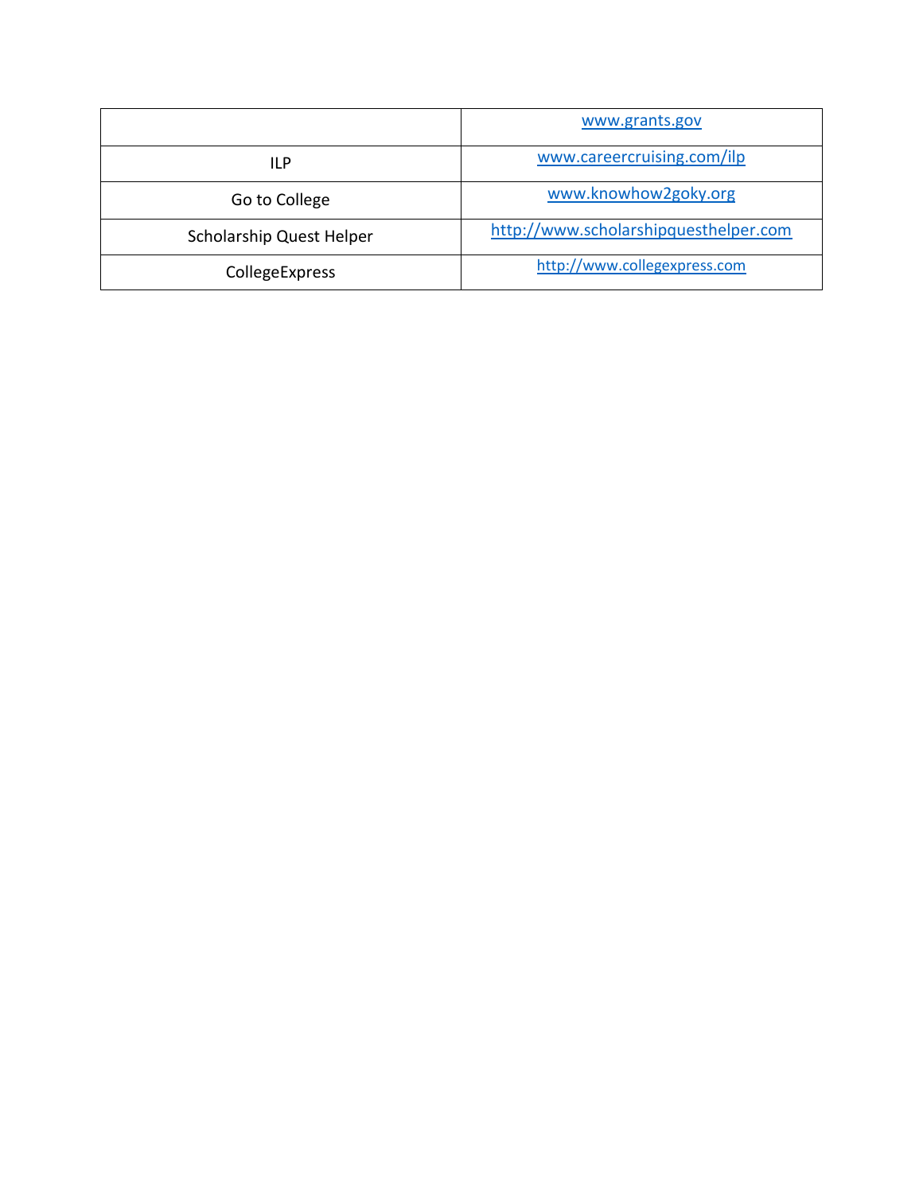| | |
|---|---|
| | www.grants.gov |
| ILP | www.careercruising.com/ilp |
| Go to College | www.knowhow2goky.org |
| Scholarship Quest Helper | http://www.scholarshipquesthelper.com |
| CollegeExpress | http://www.collegexpress.com |